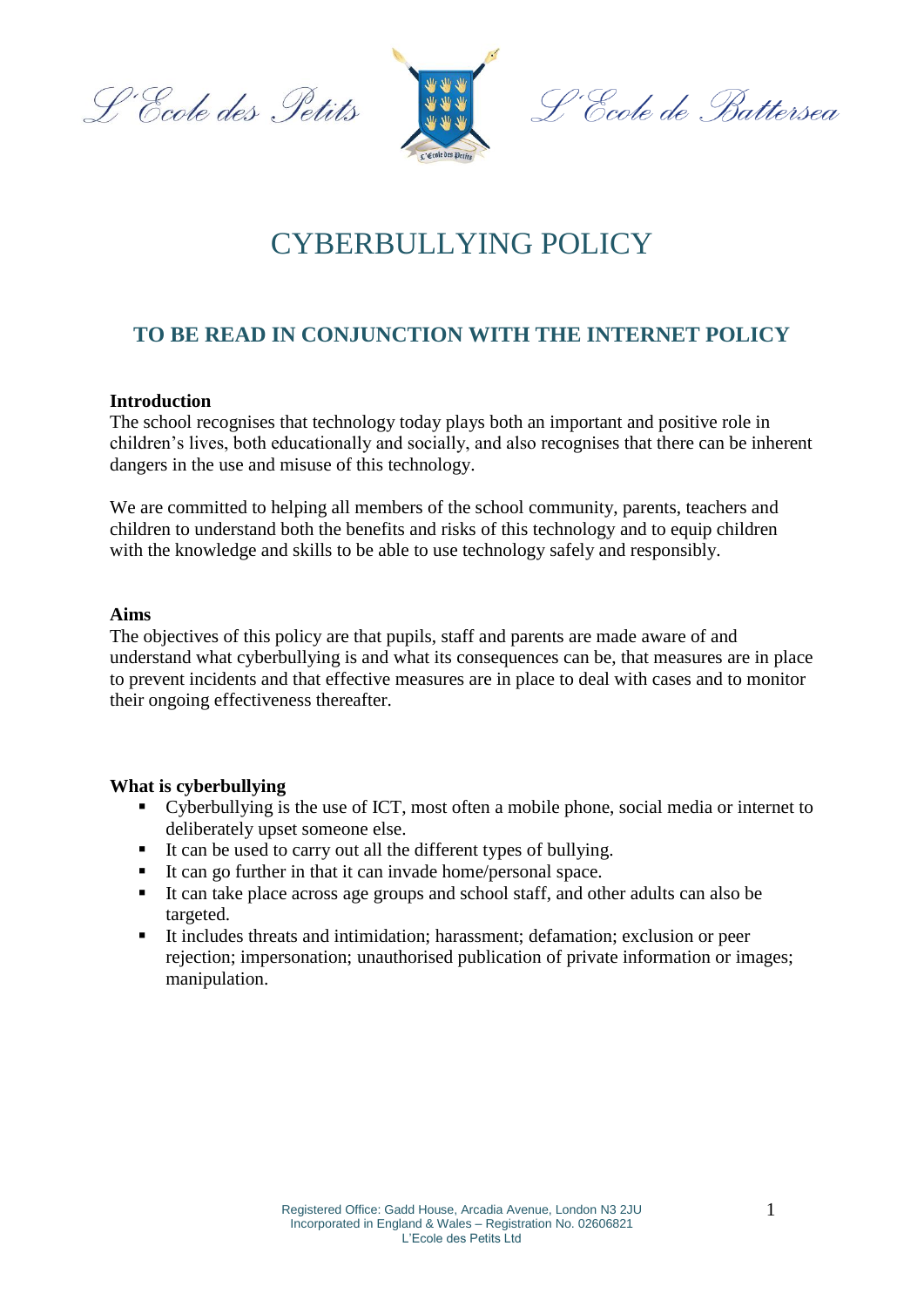L'Ecole des Petits L'Ecole de Battersea

# CYBERBULLYING POLICY

## TO BE READ IN CONJUNCTION WITH THE INTERNET POLICY

**Introduction**

The school recognises that technology today plays both an important and positive role in children's lives, both educationally and socially, and also recognises that there can be inherent dangers in the use and misuse of this technology.

We are committed to helping all members of the school community, parents, teachers and children to understand both the benefits and risks of this technology and to equip children with the knowledge and skills to be able to use technology safely and responsibly.

**Aims**

The objectives of this policy are that pupils, staff and parents are made aware of and understand what cyberbullying is and what its consequences can be, that measures are in place to prevent incidents and that effective measures are in place to deal with cases and to monitor their ongoing effectiveness thereafter.

**What is cyberbullying**

- Cyberbullying is the use of ICT, most often a mobile phone, social media or internet to deliberately upset someone else.
- It can be used to carry out all the different types of bullying.
- It can go further in that it can invade home/personal space.
- It can take place across age groups and school staff, and other adults can also be targeted.
- It includes threats and intimidation; harassment; defamation; exclusion or peer rejection; impersonation; unauthorised publication of private information or images; manipulation.

Registered Office: Gadd House, Arcadia Avenue, London N3 2JU
Incorporated in England & Wales – Registration No. 02606821
L'Ecole des Petits Ltd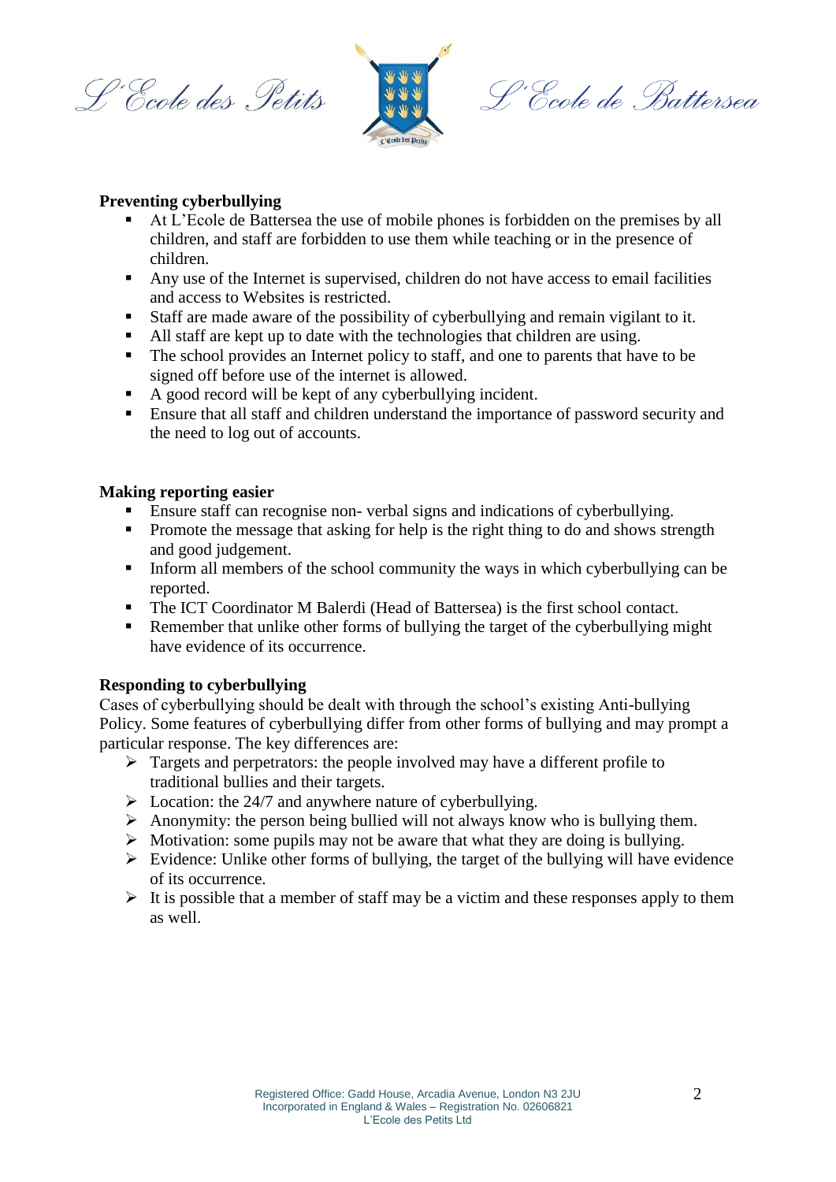**Preventing cyberbullying**

- At L'Ecole de Battersea the use of mobile phones is forbidden on the premises by all children, and staff are forbidden to use them while teaching or in the presence of children.
- Any use of the Internet is supervised, children do not have access to email facilities and access to Websites is restricted.
- Staff are made aware of the possibility of cyberbullying and remain vigilant to it.
- All staff are kept up to date with the technologies that children are using.
- The school provides an Internet policy to staff, and one to parents that have to be signed off before use of the internet is allowed.
- A good record will be kept of any cyberbullying incident.
- Ensure that all staff and children understand the importance of password security and the need to log out of accounts.

**Making reporting easier**

- Ensure staff can recognise non- verbal signs and indications of cyberbullying.
- Promote the message that asking for help is the right thing to do and shows strength and good judgement.
- Inform all members of the school community the ways in which cyberbullying can be reported.
- The ICT Coordinator M Balerdi (Head of Battersea) is the first school contact.
- Remember that unlike other forms of bullying the target of the cyberbullying might have evidence of its occurrence.

**Responding to cyberbullying**

Cases of cyberbullying should be dealt with through the school's existing Anti-bullying Policy. Some features of cyberbullying differ from other forms of bullying and may prompt a particular response. The key differences are:

- Targets and perpetrators: the people involved may have a different profile to traditional bullies and their targets.
- Location: the 24/7 and anywhere nature of cyberbullying.
- Anonymity: the person being bullied will not always know who is bullying them.
- Motivation: some pupils may not be aware that what they are doing is bullying.
- Evidence: Unlike other forms of bullying, the target of the bullying will have evidence of its occurrence.
- It is possible that a member of staff may be a victim and these responses apply to them as well.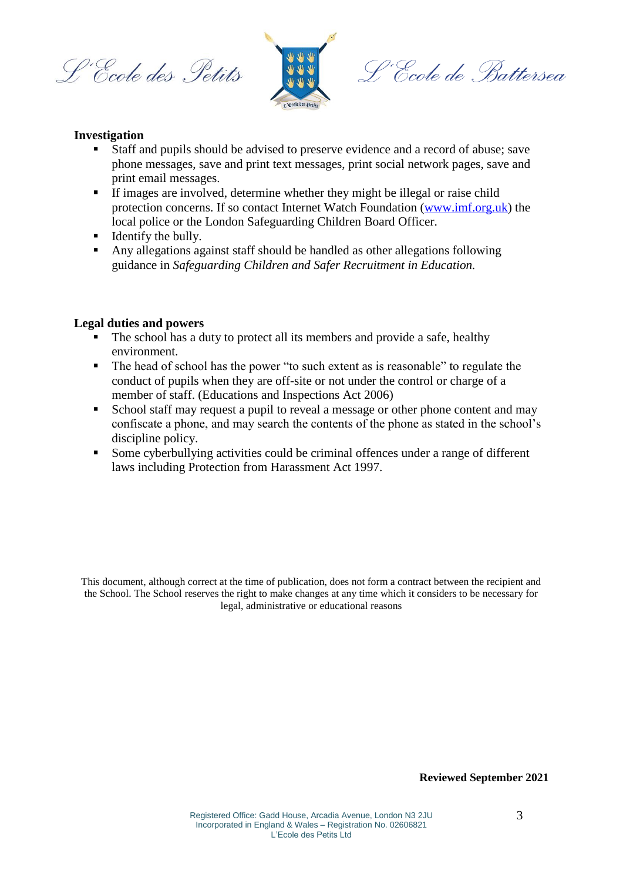**Investigation**

- Staff and pupils should be advised to preserve evidence and a record of abuse; save phone messages, save and print text messages, print social network pages, save and print email messages.
- If images are involved, determine whether they might be illegal or raise child protection concerns. If so contact Internet Watch Foundation (www.imf.org.uk) the local police or the London Safeguarding Children Board Officer.
- Identify the bully.
- Any allegations against staff should be handled as other allegations following guidance in *Safeguarding Children and Safer Recruitment in Education.*

**Legal duties and powers**

- The school has a duty to protect all its members and provide a safe, healthy environment.
- The head of school has the power "to such extent as is reasonable" to regulate the conduct of pupils when they are off-site or not under the control or charge of a member of staff. (Educations and Inspections Act 2006)
- School staff may request a pupil to reveal a message or other phone content and may confiscate a phone, and may search the contents of the phone as stated in the school's discipline policy.
- Some cyberbullying activities could be criminal offences under a range of different laws including Protection from Harassment Act 1997.

This document, although correct at the time of publication, does not form a contract between the recipient and the School. The School reserves the right to make changes at any time which it considers to be necessary for legal, administrative or educational reasons

**Reviewed September 2021**

Registered Office: Gadd House, Arcadia Avenue, London N3 2JU
Incorporated in England & Wales – Registration No. 02606821
L'Ecole des Petits Ltd